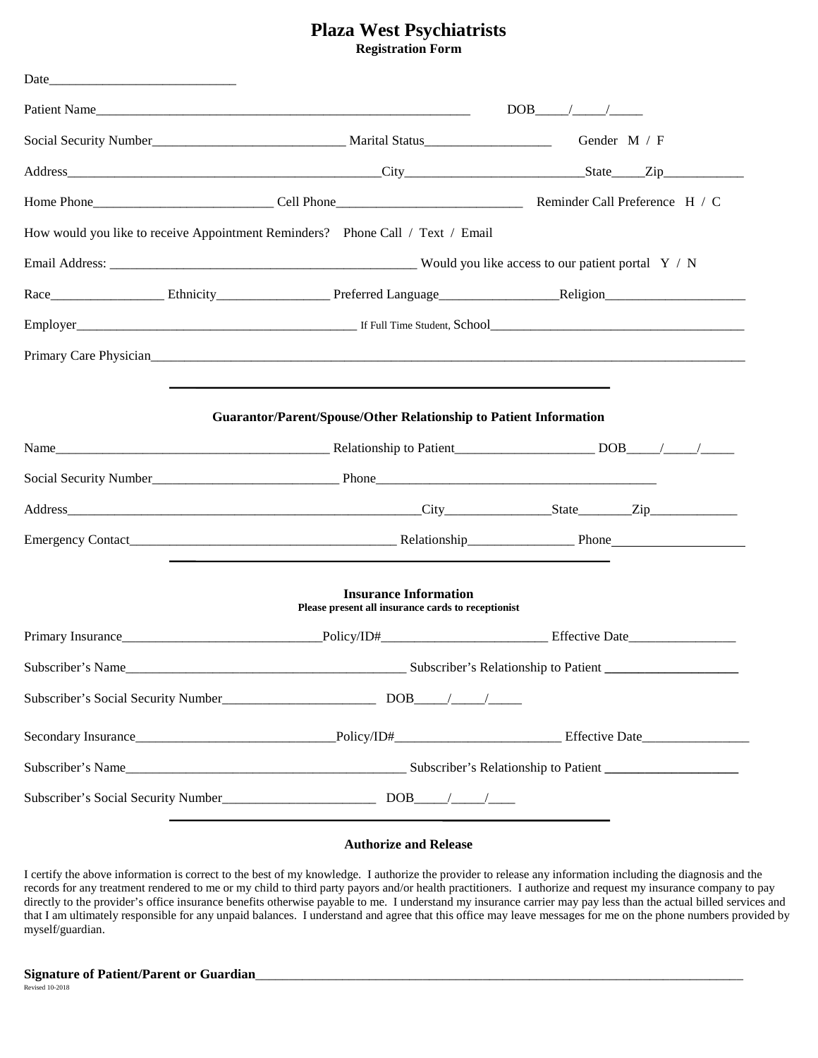# Plaza West Psychiatrists

**Registration Form**

Date___________________________

Patient Name_______________________________________________________ DOB_____/_____/_____

Social Security Number____________________________ Marital Status__________________ Gender M / F

Address________________________________________________City__________________________State_____Zip____________

Home Phone__________________________ Cell Phone___________________________ Reminder Call Preference H / C

How would you like to receive Appointment Reminders? Phone Call / Text / Email

Email Address: _____________________________________________ Would you like access to our patient portal Y / N

Race________________ Ethnicity________________ Preferred Language_________________Religion_____________________

Employer__________________________________________ If Full Time Student, School______________________________________

Primary Care Physician__________________________________________________________________________________________

---

**Guarantor/Parent/Spouse/Other Relationship to Patient Information**

Name__________________________________________ Relationship to Patient____________________ DOB_____/_____/_____

Social Security Number___________________________ Phone__________________________________________

Address_______________________________________________________City_______________State________Zip_____________

Emergency Contact________________________________________ Relationship________________ Phone____________________

---

**Insurance Information**

**Please present all insurance cards to receptionist**

Primary Insurance______________________________Policy/ID#________________________ Effective Date________________

Subscriber's Name__________________________________________ Subscriber's Relationship to Patient ____________________

Subscriber's Social Security Number______________________ DOB_____/_____/_____

Secondary Insurance______________________________Policy/ID#________________________ Effective Date________________

Subscriber's Name__________________________________________ Subscriber's Relationship to Patient ____________________

Subscriber's Social Security Number______________________ DOB_____/_____/____

---

**Authorize and Release**

I certify the above information is correct to the best of my knowledge. I authorize the provider to release any information including the diagnosis and the records for any treatment rendered to me or my child to third party payors and/or health practitioners. I authorize and request my insurance company to pay directly to the provider's office insurance benefits otherwise payable to me. I understand my insurance carrier may pay less than the actual billed services and that I am ultimately responsible for any unpaid balances. I understand and agree that this office may leave messages for me on the phone numbers provided by myself/guardian.

**Signature of Patient/Parent or Guardian**____________________________________________________________________________

Revised 10-2018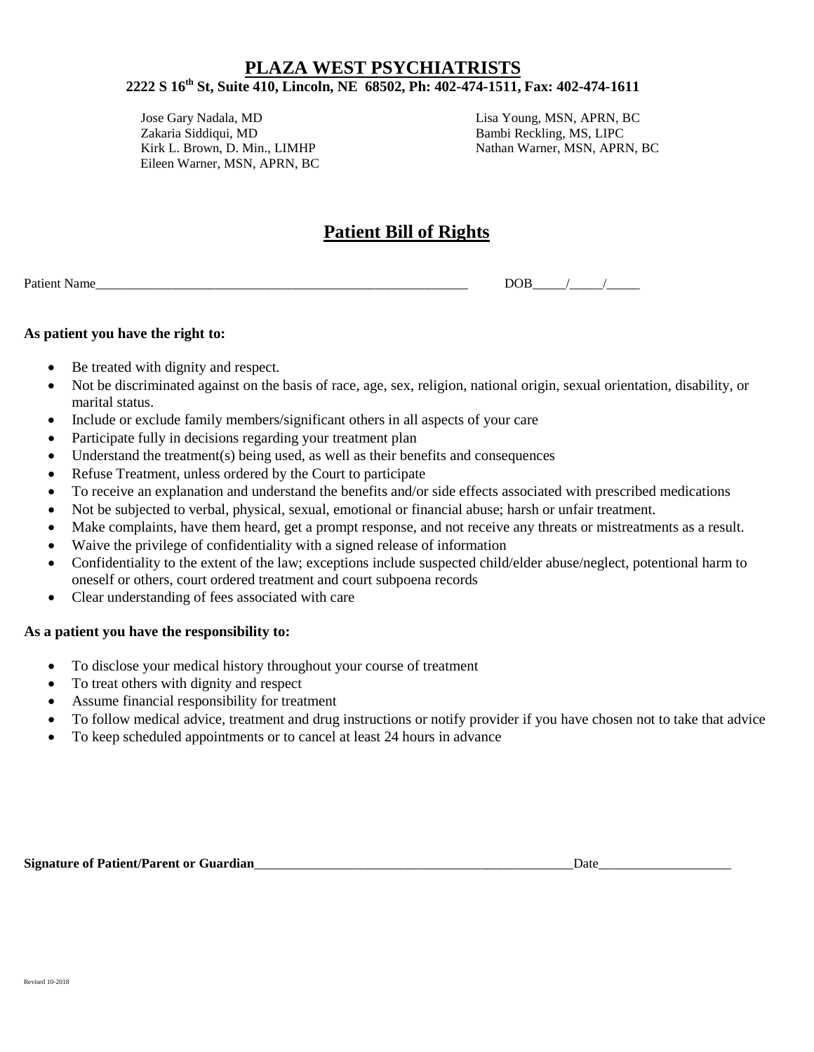# PLAZA WEST PSYCHIATRISTS

**2222 S 16th St, Suite 410, Lincoln, NE 68502, Ph: 402-474-1511, Fax: 402-474-1611**

Jose Gary Nadala, MD
Zakaria Siddiqui, MD
Kirk L. Brown, D. Min., LIMHP
Eileen Warner, MSN, APRN, BC
Lisa Young, MSN, APRN, BC
Bambi Reckling, MS, LIPC
Nathan Warner, MSN, APRN, BC

## Patient Bill of Rights

Patient Name____________________________________________________________ DOB_____/_____/_____

**As patient you have the right to:**

- Be treated with dignity and respect.
- Not be discriminated against on the basis of race, age, sex, religion, national origin, sexual orientation, disability, or marital status.
- Include or exclude family members/significant others in all aspects of your care
- Participate fully in decisions regarding your treatment plan
- Understand the treatment(s) being used, as well as their benefits and consequences
- Refuse Treatment, unless ordered by the Court to participate
- To receive an explanation and understand the benefits and/or side effects associated with prescribed medications
- Not be subjected to verbal, physical, sexual, emotional or financial abuse; harsh or unfair treatment.
- Make complaints, have them heard, get a prompt response, and not receive any threats or mistreatments as a result.
- Waive the privilege of confidentiality with a signed release of information
- Confidentiality to the extent of the law; exceptions include suspected child/elder abuse/neglect, potentional harm to oneself or others, court ordered treatment and court subpoena records
- Clear understanding of fees associated with care

**As a patient you have the responsibility to:**

- To disclose your medical history throughout your course of treatment
- To treat others with dignity and respect
- Assume financial responsibility for treatment
- To follow medical advice, treatment and drug instructions or notify provider if you have chosen not to take that advice
- To keep scheduled appointments or to cancel at least 24 hours in advance

**Signature of Patient/Parent or Guardian**__________________________________________________Date____________________

Revised 10-2018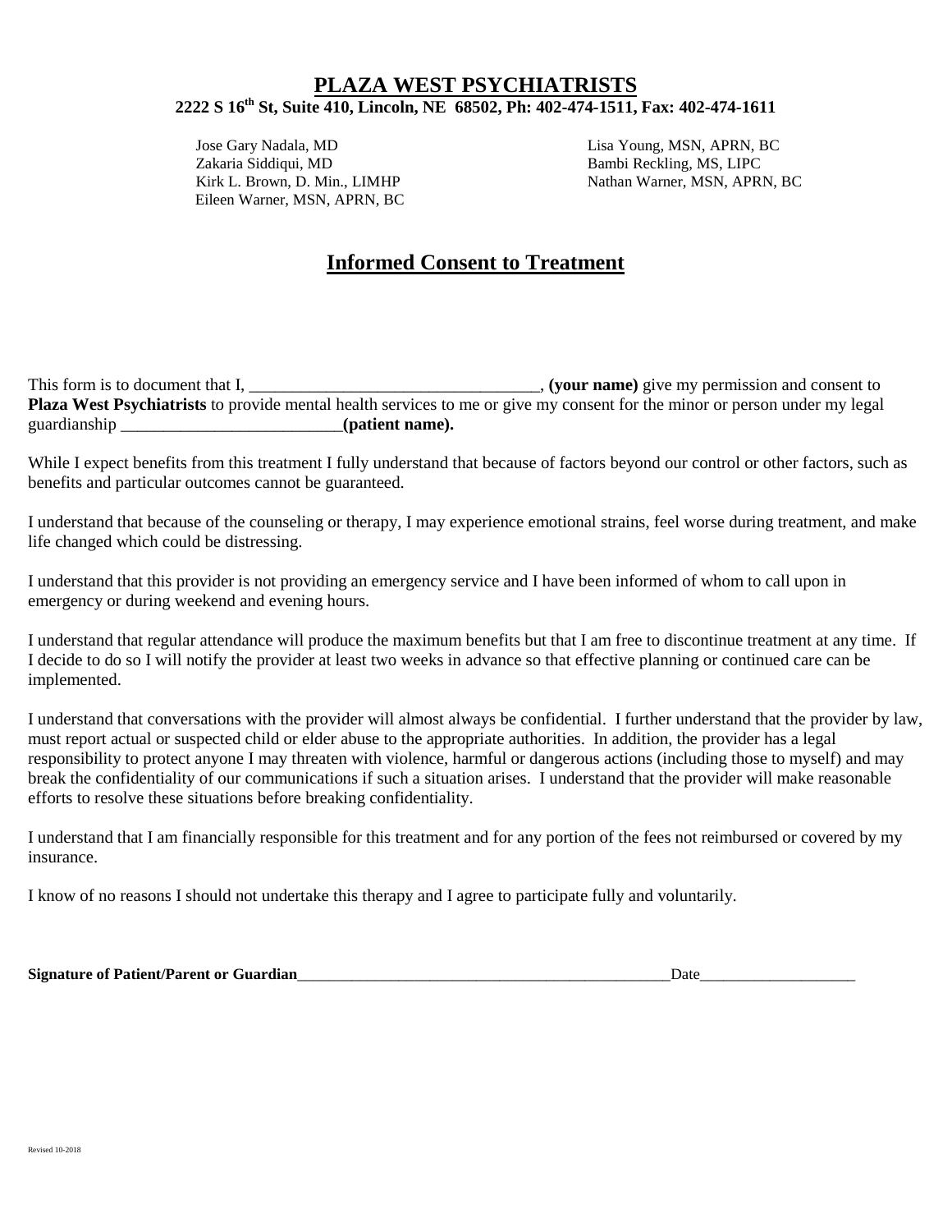# PLAZA WEST PSYCHIATRISTS

**2222 S 16th St, Suite 410, Lincoln, NE 68502, Ph: 402-474-1511, Fax: 402-474-1611**

Jose Gary Nadala, MD
Zakaria Siddiqui, MD
Kirk L. Brown, D. Min., LIMHP
Eileen Warner, MSN, APRN, BC

Lisa Young, MSN, APRN, BC
Bambi Reckling, MS, LIPC
Nathan Warner, MSN, APRN, BC

## Informed Consent to Treatment

This form is to document that I, ___________________________________, **(your name)** give my permission and consent to **Plaza West Psychiatrists** to provide mental health services to me or give my consent for the minor or person under my legal guardianship ___________________________**(patient name).**

While I expect benefits from this treatment I fully understand that because of factors beyond our control or other factors, such as benefits and particular outcomes cannot be guaranteed.

I understand that because of the counseling or therapy, I may experience emotional strains, feel worse during treatment, and make life changed which could be distressing.

I understand that this provider is not providing an emergency service and I have been informed of whom to call upon in emergency or during weekend and evening hours.

I understand that regular attendance will produce the maximum benefits but that I am free to discontinue treatment at any time. If I decide to do so I will notify the provider at least two weeks in advance so that effective planning or continued care can be implemented.

I understand that conversations with the provider will almost always be confidential. I further understand that the provider by law, must report actual or suspected child or elder abuse to the appropriate authorities. In addition, the provider has a legal responsibility to protect anyone I may threaten with violence, harmful or dangerous actions (including those to myself) and may break the confidentiality of our communications if such a situation arises. I understand that the provider will make reasonable efforts to resolve these situations before breaking confidentiality.

I understand that I am financially responsible for this treatment and for any portion of the fees not reimbursed or covered by my insurance.

I know of no reasons I should not undertake this therapy and I agree to participate fully and voluntarily.

**Signature of Patient/Parent or Guardian**__________________________________________________Date____________________

Revised 10-2018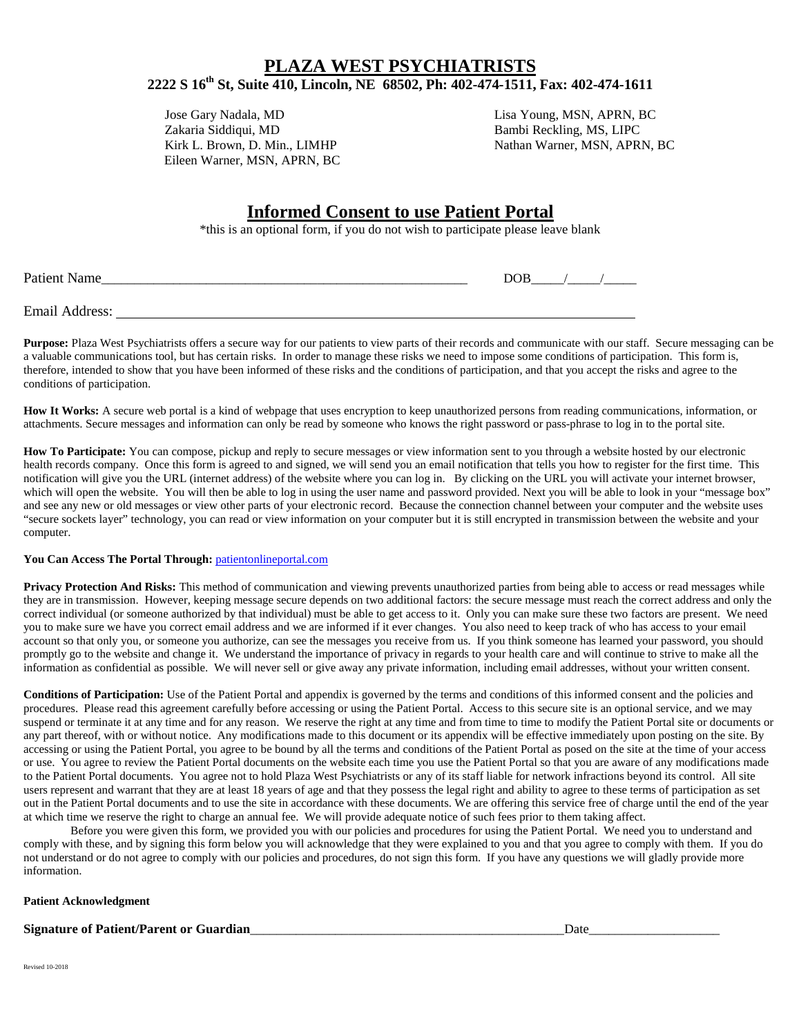# PLAZA WEST PSYCHIATRISTS

**2222 S 16th St, Suite 410, Lincoln, NE 68502, Ph: 402-474-1511, Fax: 402-474-1611**

Jose Gary Nadala, MD
Zakaria Siddiqui, MD
Kirk L. Brown, D. Min., LIMHP
Eileen Warner, MSN, APRN, BC

Lisa Young, MSN, APRN, BC
Bambi Reckling, MS, LIPC
Nathan Warner, MSN, APRN, BC

## Informed Consent to use Patient Portal

*this is an optional form, if you do not wish to participate please leave blank

Patient Name_______________________________________________ DOB_____/_____/_____

Email Address: _______________________________________________

**Purpose:** Plaza West Psychiatrists offers a secure way for our patients to view parts of their records and communicate with our staff. Secure messaging can be a valuable communications tool, but has certain risks. In order to manage these risks we need to impose some conditions of participation. This form is, therefore, intended to show that you have been informed of these risks and the conditions of participation, and that you accept the risks and agree to the conditions of participation.

**How It Works:** A secure web portal is a kind of webpage that uses encryption to keep unauthorized persons from reading communications, information, or attachments. Secure messages and information can only be read by someone who knows the right password or pass-phrase to log in to the portal site.

**How To Participate:** You can compose, pickup and reply to secure messages or view information sent to you through a website hosted by our electronic health records company. Once this form is agreed to and signed, we will send you an email notification that tells you how to register for the first time. This notification will give you the URL (internet address) of the website where you can log in. By clicking on the URL you will activate your internet browser, which will open the website. You will then be able to log in using the user name and password provided. Next you will be able to look in your "message box" and see any new or old messages or view other parts of your electronic record. Because the connection channel between your computer and the website uses "secure sockets layer" technology, you can read or view information on your computer but it is still encrypted in transmission between the website and your computer.

**You Can Access The Portal Through:** patientonlineportal.com

**Privacy Protection And Risks:** This method of communication and viewing prevents unauthorized parties from being able to access or read messages while they are in transmission. However, keeping message secure depends on two additional factors: the secure message must reach the correct address and only the correct individual (or someone authorized by that individual) must be able to get access to it. Only you can make sure these two factors are present. We need you to make sure we have you correct email address and we are informed if it ever changes. You also need to keep track of who has access to your email account so that only you, or someone you authorize, can see the messages you receive from us. If you think someone has learned your password, you should promptly go to the website and change it. We understand the importance of privacy in regards to your health care and will continue to strive to make all the information as confidential as possible. We will never sell or give away any private information, including email addresses, without your written consent.

**Conditions of Participation:** Use of the Patient Portal and appendix is governed by the terms and conditions of this informed consent and the policies and procedures. Please read this agreement carefully before accessing or using the Patient Portal. Access to this secure site is an optional service, and we may suspend or terminate it at any time and for any reason. We reserve the right at any time and from time to time to modify the Patient Portal site or documents or any part thereof, with or without notice. Any modifications made to this document or its appendix will be effective immediately upon posting on the site. By accessing or using the Patient Portal, you agree to be bound by all the terms and conditions of the Patient Portal as posed on the site at the time of your access or use. You agree to review the Patient Portal documents on the website each time you use the Patient Portal so that you are aware of any modifications made to the Patient Portal documents. You agree not to hold Plaza West Psychiatrists or any of its staff liable for network infractions beyond its control. All site users represent and warrant that they are at least 18 years of age and that they possess the legal right and ability to agree to these terms of participation as set out in the Patient Portal documents and to use the site in accordance with these documents. We are offering this service free of charge until the end of the year at which time we reserve the right to charge an annual fee. We will provide adequate notice of such fees prior to them taking affect.

Before you were given this form, we provided you with our policies and procedures for using the Patient Portal. We need you to understand and comply with these, and by signing this form below you will acknowledge that they were explained to you and that you agree to comply with them. If you do not understand or do not agree to comply with our policies and procedures, do not sign this form. If you have any questions we will gladly provide more information.

**Patient Acknowledgment**

**Signature of Patient/Parent or Guardian**_______________________________________________Date____________________

Revised 10-2018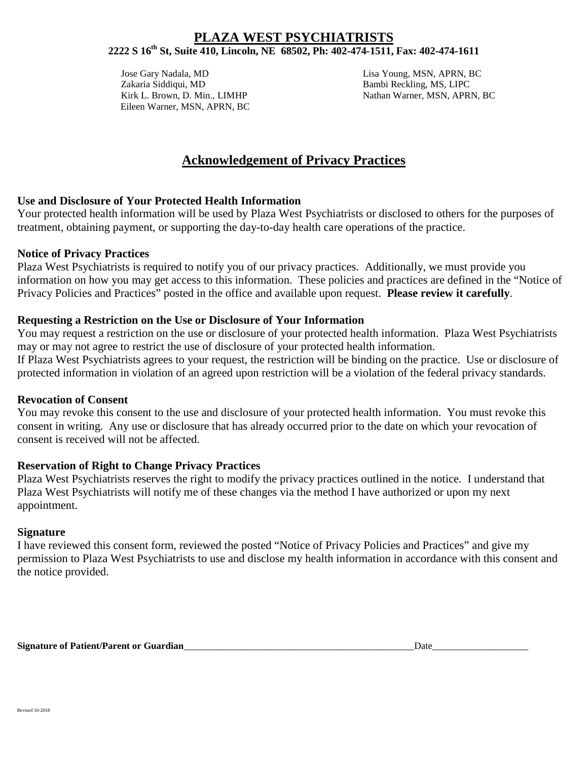# PLAZA WEST PSYCHIATRISTS

**2222 S 16th St, Suite 410, Lincoln, NE 68502, Ph: 402-474-1511, Fax: 402-474-1611**

Jose Gary Nadala, MD
Zakaria Siddiqui, MD
Kirk L. Brown, D. Min., LIMHP
Eileen Warner, MSN, APRN, BC

Lisa Young, MSN, APRN, BC
Bambi Reckling, MS, LIPC
Nathan Warner, MSN, APRN, BC

## Acknowledgement of Privacy Practices

**Use and Disclosure of Your Protected Health Information**

Your protected health information will be used by Plaza West Psychiatrists or disclosed to others for the purposes of treatment, obtaining payment, or supporting the day-to-day health care operations of the practice.

**Notice of Privacy Practices**

Plaza West Psychiatrists is required to notify you of our privacy practices. Additionally, we must provide you information on how you may get access to this information. These policies and practices are defined in the "Notice of Privacy Policies and Practices" posted in the office and available upon request. **Please review it carefully**.

**Requesting a Restriction on the Use or Disclosure of Your Information**

You may request a restriction on the use or disclosure of your protected health information. Plaza West Psychiatrists may or may not agree to restrict the use of disclosure of your protected health information.

If Plaza West Psychiatrists agrees to your request, the restriction will be binding on the practice. Use or disclosure of protected information in violation of an agreed upon restriction will be a violation of the federal privacy standards.

**Revocation of Consent**

You may revoke this consent to the use and disclosure of your protected health information. You must revoke this consent in writing. Any use or disclosure that has already occurred prior to the date on which your revocation of consent is received will not be affected.

**Reservation of Right to Change Privacy Practices**

Plaza West Psychiatrists reserves the right to modify the privacy practices outlined in the notice. I understand that Plaza West Psychiatrists will notify me of these changes via the method I have authorized or upon my next appointment.

**Signature**

I have reviewed this consent form, reviewed the posted "Notice of Privacy Policies and Practices" and give my permission to Plaza West Psychiatrists to use and disclose my health information in accordance with this consent and the notice provided.

**Signature of Patient/Parent or Guardian**\_\_\_\_\_\_\_\_\_\_\_\_\_\_\_\_\_\_\_\_\_\_\_\_\_\_\_\_\_\_\_\_\_\_\_\_\_\_\_\_\_\_\_\_\_\_\_\_Date\_\_\_\_\_\_\_\_\_\_\_\_\_\_\_\_\_\_\_\_

Revised 10-2018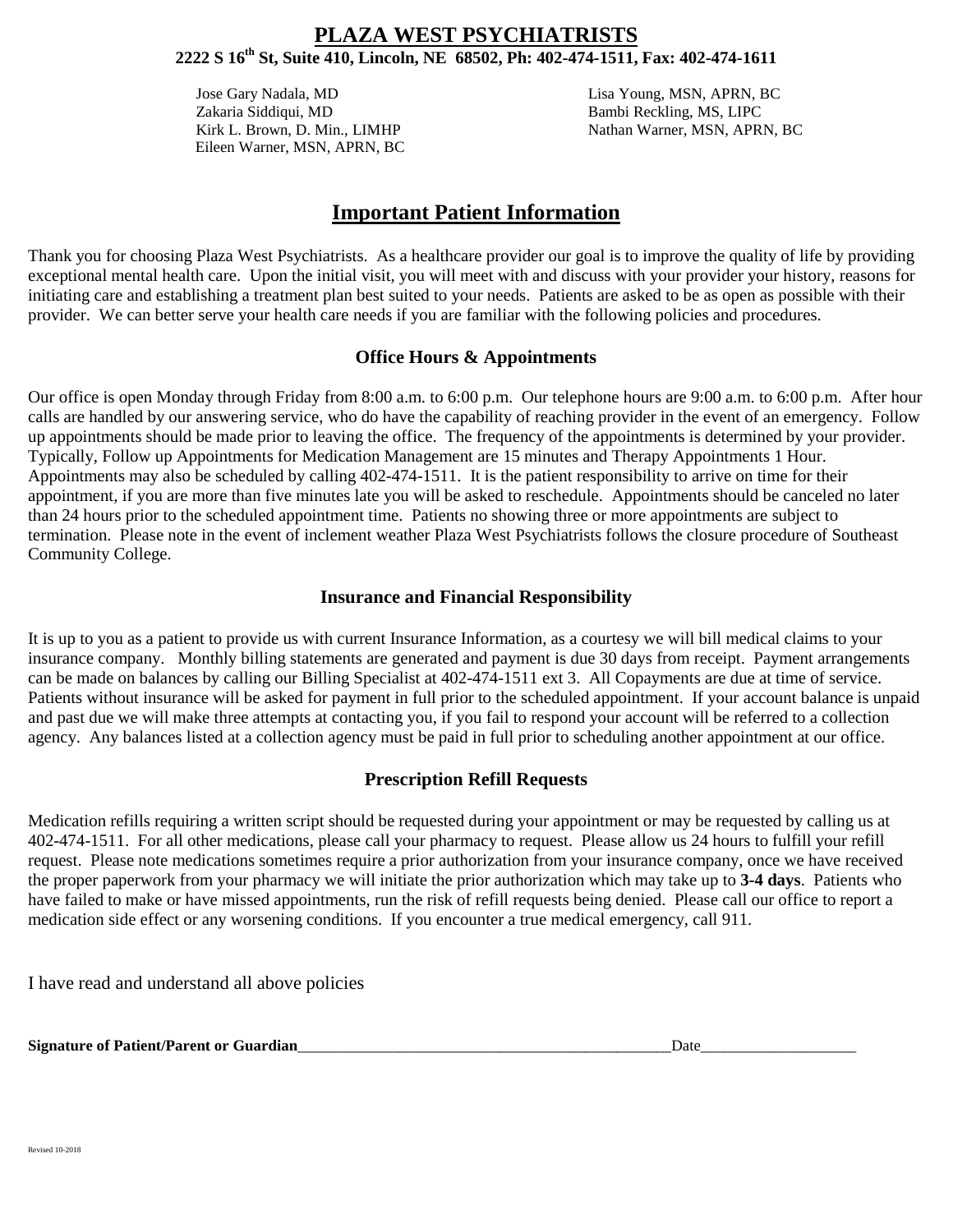# PLAZA WEST PSYCHIATRISTS

**2222 S 16th St, Suite 410, Lincoln, NE 68502, Ph: 402-474-1511, Fax: 402-474-1611**

Jose Gary Nadala, MD
Zakaria Siddiqui, MD
Kirk L. Brown, D. Min., LIMHP
Eileen Warner, MSN, APRN, BC

Lisa Young, MSN, APRN, BC
Bambi Reckling, MS, LIPC
Nathan Warner, MSN, APRN, BC

## Important Patient Information

Thank you for choosing Plaza West Psychiatrists. As a healthcare provider our goal is to improve the quality of life by providing exceptional mental health care. Upon the initial visit, you will meet with and discuss with your provider your history, reasons for initiating care and establishing a treatment plan best suited to your needs. Patients are asked to be as open as possible with their provider. We can better serve your health care needs if you are familiar with the following policies and procedures.

### Office Hours & Appointments

Our office is open Monday through Friday from 8:00 a.m. to 6:00 p.m. Our telephone hours are 9:00 a.m. to 6:00 p.m. After hour calls are handled by our answering service, who do have the capability of reaching provider in the event of an emergency. Follow up appointments should be made prior to leaving the office. The frequency of the appointments is determined by your provider. Typically, Follow up Appointments for Medication Management are 15 minutes and Therapy Appointments 1 Hour. Appointments may also be scheduled by calling 402-474-1511. It is the patient responsibility to arrive on time for their appointment, if you are more than five minutes late you will be asked to reschedule. Appointments should be canceled no later than 24 hours prior to the scheduled appointment time. Patients no showing three or more appointments are subject to termination. Please note in the event of inclement weather Plaza West Psychiatrists follows the closure procedure of Southeast Community College.

### Insurance and Financial Responsibility

It is up to you as a patient to provide us with current Insurance Information, as a courtesy we will bill medical claims to your insurance company. Monthly billing statements are generated and payment is due 30 days from receipt. Payment arrangements can be made on balances by calling our Billing Specialist at 402-474-1511 ext 3. All Copayments are due at time of service. Patients without insurance will be asked for payment in full prior to the scheduled appointment. If your account balance is unpaid and past due we will make three attempts at contacting you, if you fail to respond your account will be referred to a collection agency. Any balances listed at a collection agency must be paid in full prior to scheduling another appointment at our office.

### Prescription Refill Requests

Medication refills requiring a written script should be requested during your appointment or may be requested by calling us at 402-474-1511. For all other medications, please call your pharmacy to request. Please allow us 24 hours to fulfill your refill request. Please note medications sometimes require a prior authorization from your insurance company, once we have received the proper paperwork from your pharmacy we will initiate the prior authorization which may take up to **3-4 days**. Patients who have failed to make or have missed appointments, run the risk of refill requests being denied. Please call our office to report a medication side effect or any worsening conditions. If you encounter a true medical emergency, call 911.

I have read and understand all above policies

**Signature of Patient/Parent or Guardian**__________________________________________________Date____________________

Revised 10-2018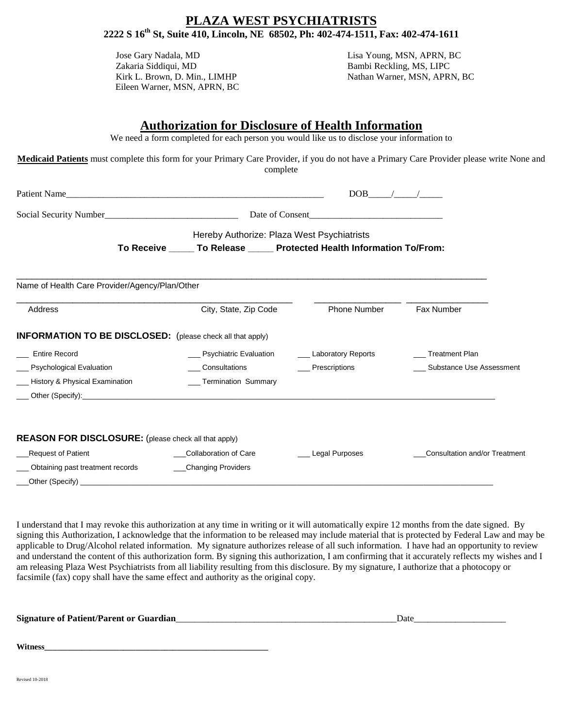# PLAZA WEST PSYCHIATRISTS

**2222 S 16th St, Suite 410, Lincoln, NE 68502, Ph: 402-474-1511, Fax: 402-474-1611**

Jose Gary Nadala, MD
Zakaria Siddiqui, MD
Kirk L. Brown, D. Min., LIMHP
Eileen Warner, MSN, APRN, BC

Lisa Young, MSN, APRN, BC
Bambi Reckling, MS, LIPC
Nathan Warner, MSN, APRN, BC

## Authorization for Disclosure of Health Information

We need a form completed for each person you would like us to disclose your information to

**Medicaid Patients** must complete this form for your Primary Care Provider, if you do not have a Primary Care Provider please write None and complete

Patient Name_____________________________________________________________ DOB_____/_____/_____

Social Security Number_____________________________ Date of Consent_____________________________

Hereby Authorize: Plaza West Psychiatrists

**To Receive _____ To Release _____ Protected Health Information To/From:**

_____________________________________________________________________________________________

Name of Health Care Provider/Agency/Plan/Other

_____________________________________________________ __________________ __________________

Address City, State, Zip Code Phone Number Fax Number

**INFORMATION TO BE DISCLOSED:** (please check all that apply)

___ Entire Record
___ Psychiatric Evaluation
___ Laboratory Reports
___ Treatment Plan
___ Psychological Evaluation
___ Consultations
___ Prescriptions
___ Substance Use Assessment
___ History & Physical Examination
___ Termination Summary
___ Other (Specify):_____________________________________________________________________________

**REASON FOR DISCLOSURE:** (please check all that apply)

___Request of Patient
___Collaboration of Care
___ Legal Purposes
___Consultation and/or Treatment
___ Obtaining past treatment records
___Changing Providers
___Other (Specify) ______________________________________________________________________________

I understand that I may revoke this authorization at any time in writing or it will automatically expire 12 months from the date signed. By signing this Authorization, I acknowledge that the information to be released may include material that is protected by Federal Law and may be applicable to Drug/Alcohol related information. My signature authorizes release of all such information. I have had an opportunity to review and understand the content of this authorization form. By signing this authorization, I am confirming that it accurately reflects my wishes and I am releasing Plaza West Psychiatrists from all liability resulting from this disclosure. By my signature, I authorize that a photocopy or facsimile (fax) copy shall have the same effect and authority as the original copy.

**Signature of Patient/Parent or Guardian**_______________________________________________Date____________________

**Witness**_____________________________________________________

Revised 10-2018